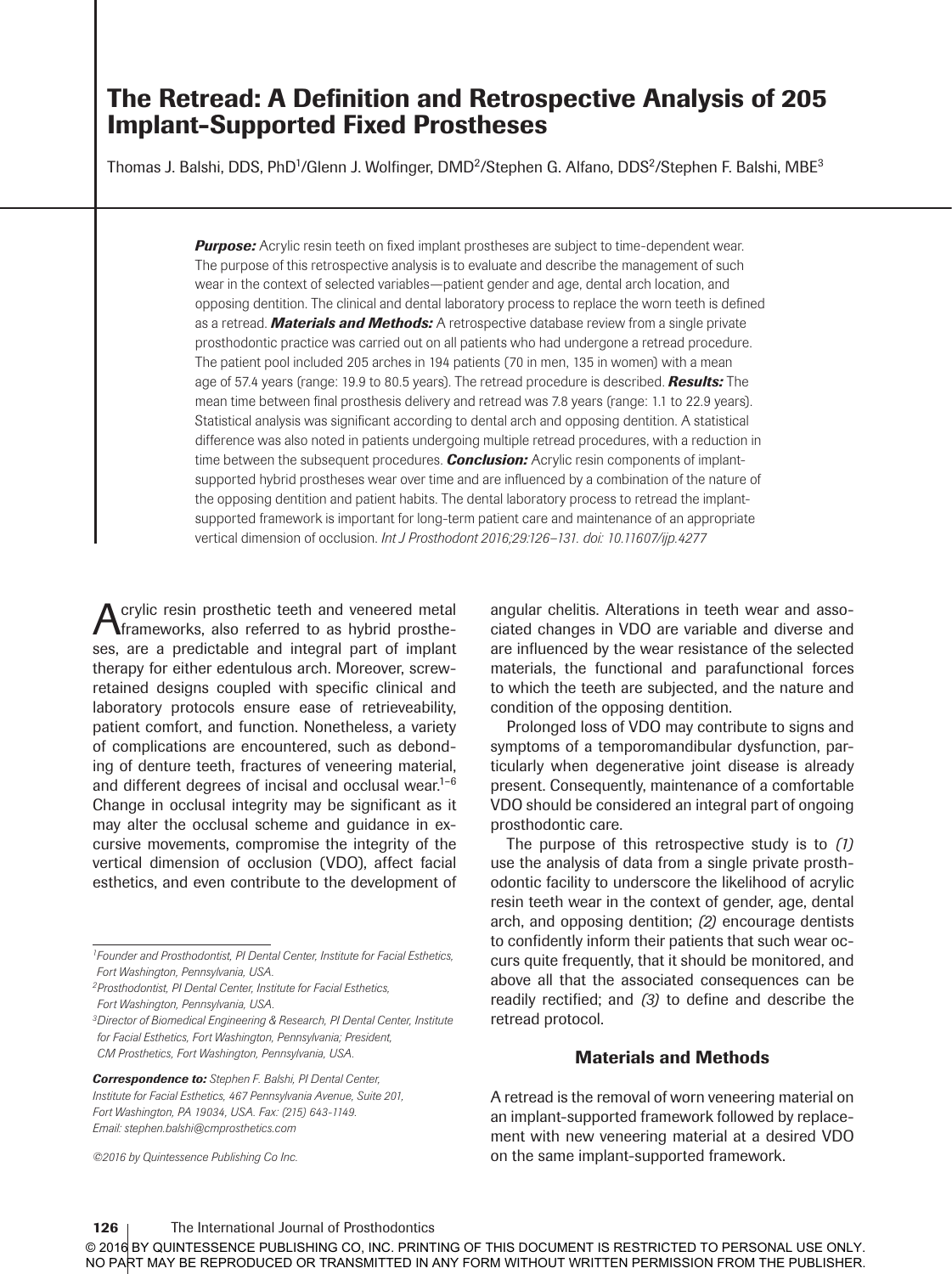# The Retread: A Definition and Retrospective Analysis of 205 Implant-Supported Fixed Prostheses

Thomas J. Balshi, DDS, PhD[1]/Glenn J. Wolfinger, DMD[2]/Stephen G. Alfano, DDS[2]/Stephen F. Balshi, MBE[3]

***Purpose:*** Acrylic resin teeth on fixed implant prostheses are subject to time-dependent wear. The purpose of this retrospective analysis is to evaluate and describe the management of such wear in the context of selected variables—patient gender and age, dental arch location, and opposing dentition. The clinical and dental laboratory process to replace the worn teeth is defined as a retread. ***Materials and Methods:*** A retrospective database review from a single private prosthodontic practice was carried out on all patients who had undergone a retread procedure. The patient pool included 205 arches in 194 patients (70 in men, 135 in women) with a mean age of 57.4 years (range: 19.9 to 80.5 years). The retread procedure is described. ***Results:*** The mean time between final prosthesis delivery and retread was 7.8 years (range: 1.1 to 22.9 years). Statistical analysis was significant according to dental arch and opposing dentition. A statistical difference was also noted in patients undergoing multiple retread procedures, with a reduction in time between the subsequent procedures. ***Conclusion:*** Acrylic resin components of implant-supported hybrid prostheses wear over time and are influenced by a combination of the nature of the opposing dentition and patient habits. The dental laboratory process to retread the implant-supported framework is important for long-term patient care and maintenance of an appropriate vertical dimension of occlusion. *Int J Prosthodont 2016;29:126–131. doi: 10.11607/ijp.4277*

Acrylic resin prosthetic teeth and veneered metal frameworks, also referred to as hybrid prostheses, are a predictable and integral part of implant therapy for either edentulous arch. Moreover, screw-retained designs coupled with specific clinical and laboratory protocols ensure ease of retrieveability, patient comfort, and function. Nonetheless, a variety of complications are encountered, such as debonding of denture teeth, fractures of veneering material, and different degrees of incisal and occlusal wear.[1–6] Change in occlusal integrity may be significant as it may alter the occlusal scheme and guidance in excursive movements, compromise the integrity of the vertical dimension of occlusion (VDO), affect facial esthetics, and even contribute to the development of angular chelitis. Alterations in teeth wear and associated changes in VDO are variable and diverse and are influenced by the wear resistance of the selected materials, the functional and parafunctional forces to which the teeth are subjected, and the nature and condition of the opposing dentition.

Prolonged loss of VDO may contribute to signs and symptoms of a temporomandibular dysfunction, particularly when degenerative joint disease is already present. Consequently, maintenance of a comfortable VDO should be considered an integral part of ongoing prosthodontic care.

The purpose of this retrospective study is to *(1)* use the analysis of data from a single private prosthodontic facility to underscore the likelihood of acrylic resin teeth wear in the context of gender, age, dental arch, and opposing dentition; *(2)* encourage dentists to confidently inform their patients that such wear occurs quite frequently, that it should be monitored, and above all that the associated consequences can be readily rectified; and *(3)* to define and describe the retread protocol.

## Materials and Methods

A retread is the removal of worn veneering material on an implant-supported framework followed by replacement with new veneering material at a desired VDO on the same implant-supported framework.

---

[1]*Founder and Prosthodontist, PI Dental Center, Institute for Facial Esthetics, Fort Washington, Pennsylvania, USA.*

[2]*Prosthodontist, PI Dental Center, Institute for Facial Esthetics, Fort Washington, Pennsylvania, USA.*

[3]*Director of Biomedical Engineering & Research, PI Dental Center, Institute for Facial Esthetics, Fort Washington, Pennsylvania; President, CM Prosthetics, Fort Washington, Pennsylvania, USA.*

***Correspondence to:*** *Stephen F. Balshi, PI Dental Center, Institute for Facial Esthetics, 467 Pennsylvania Avenue, Suite 201, Fort Washington, PA 19034, USA. Fax: (215) 643-1149. Email: stephen.balshi@cmprosthetics.com*

*©2016 by Quintessence Publishing Co Inc.*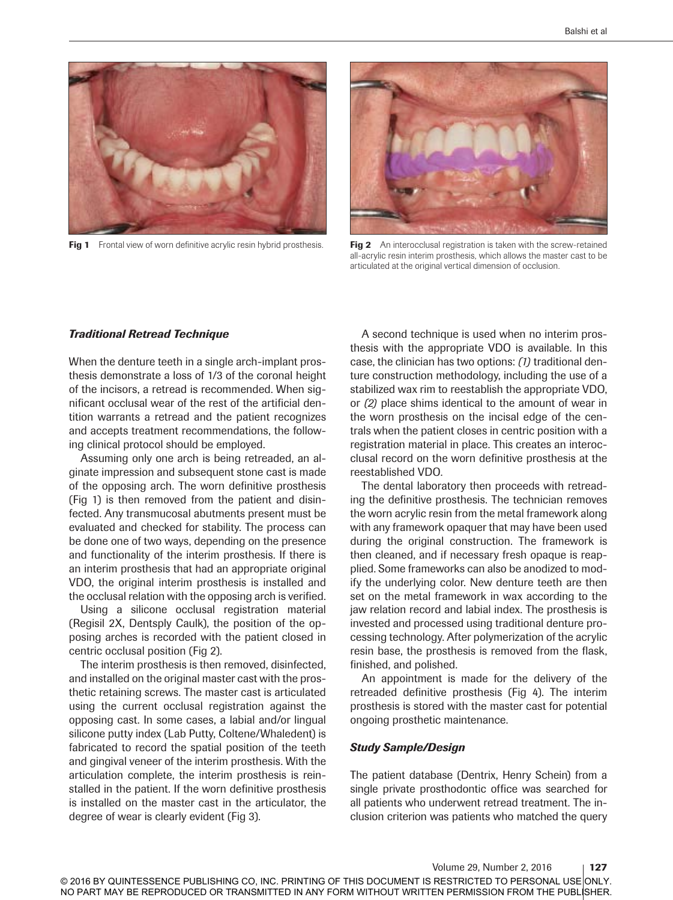**Fig 1** Frontal view of worn definitive acrylic resin hybrid prosthesis.

**Fig 2** An interocclusal registration is taken with the screw-retained all-acrylic resin interim prosthesis, which allows the master cast to be articulated at the original vertical dimension of occlusion.

### *Traditional Retread Technique*

When the denture teeth in a single arch-implant prosthesis demonstrate a loss of 1/3 of the coronal height of the incisors, a retread is recommended. When significant occlusal wear of the rest of the artificial dentition warrants a retread and the patient recognizes and accepts treatment recommendations, the following clinical protocol should be employed.

Assuming only one arch is being retreaded, an alginate impression and subsequent stone cast is made of the opposing arch. The worn definitive prosthesis (Fig 1) is then removed from the patient and disinfected. Any transmucosal abutments present must be evaluated and checked for stability. The process can be done one of two ways, depending on the presence and functionality of the interim prosthesis. If there is an interim prosthesis that had an appropriate original VDO, the original interim prosthesis is installed and the occlusal relation with the opposing arch is verified.

Using a silicone occlusal registration material (Regisil 2X, Dentsply Caulk), the position of the opposing arches is recorded with the patient closed in centric occlusal position (Fig 2).

The interim prosthesis is then removed, disinfected, and installed on the original master cast with the prosthetic retaining screws. The master cast is articulated using the current occlusal registration against the opposing cast. In some cases, a labial and/or lingual silicone putty index (Lab Putty, Coltene/Whaledent) is fabricated to record the spatial position of the teeth and gingival veneer of the interim prosthesis. With the articulation complete, the interim prosthesis is reinstalled in the patient. If the worn definitive prosthesis is installed on the master cast in the articulator, the degree of wear is clearly evident (Fig 3).

A second technique is used when no interim prosthesis with the appropriate VDO is available. In this case, the clinician has two options: *(1)* traditional denture construction methodology, including the use of a stabilized wax rim to reestablish the appropriate VDO, or *(2)* place shims identical to the amount of wear in the worn prosthesis on the incisal edge of the centrals when the patient closes in centric position with a registration material in place. This creates an interocclusal record on the worn definitive prosthesis at the reestablished VDO.

The dental laboratory then proceeds with retreading the definitive prosthesis. The technician removes the worn acrylic resin from the metal framework along with any framework opaquer that may have been used during the original construction. The framework is then cleaned, and if necessary fresh opaque is reapplied. Some frameworks can also be anodized to modify the underlying color. New denture teeth are then set on the metal framework in wax according to the jaw relation record and labial index. The prosthesis is invested and processed using traditional denture processing technology. After polymerization of the acrylic resin base, the prosthesis is removed from the flask, finished, and polished.

An appointment is made for the delivery of the retreaded definitive prosthesis (Fig 4). The interim prosthesis is stored with the master cast for potential ongoing prosthetic maintenance.

### *Study Sample/Design*

The patient database (Dentrix, Henry Schein) from a single private prosthodontic office was searched for all patients who underwent retread treatment. The inclusion criterion was patients who matched the query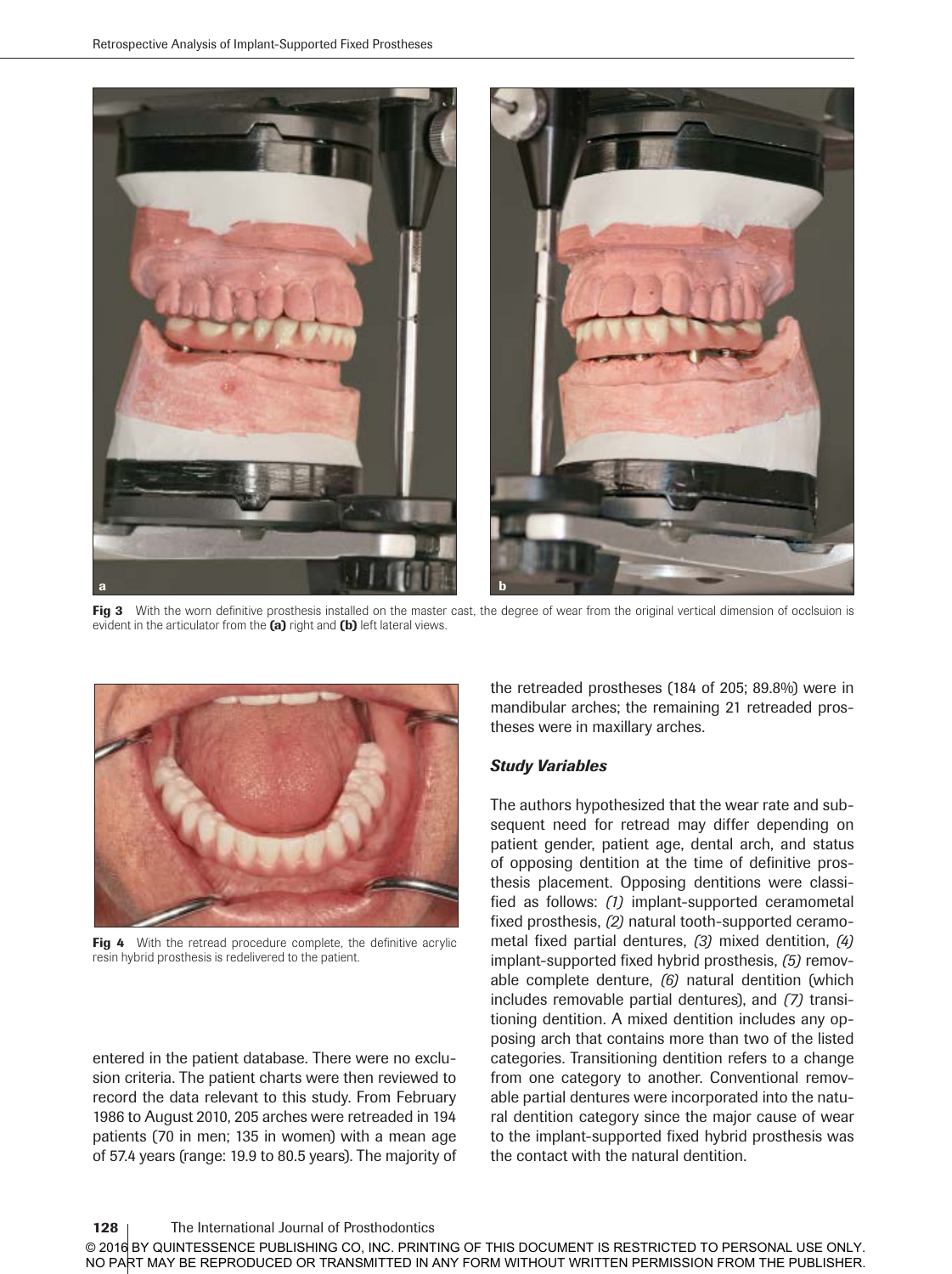Fig 3 With the worn definitive prosthesis installed on the master cast, the degree of wear from the original vertical dimension of occlsuion is evident in the articulator from the **(a)** right and **(b)** left lateral views.

Fig 4 With the retread procedure complete, the definitive acrylic resin hybrid prosthesis is redelivered to the patient.

entered in the patient database. There were no exclusion criteria. The patient charts were then reviewed to record the data relevant to this study. From February 1986 to August 2010, 205 arches were retreaded in 194 patients (70 in men; 135 in women) with a mean age of 57.4 years (range: 19.9 to 80.5 years). The majority of the retreaded prostheses (184 of 205; 89.8%) were in mandibular arches; the remaining 21 retreaded prostheses were in maxillary arches.

### *Study Variables*

The authors hypothesized that the wear rate and subsequent need for retread may differ depending on patient gender, patient age, dental arch, and status of opposing dentition at the time of definitive prosthesis placement. Opposing dentitions were classified as follows: *(1)* implant-supported ceramometal fixed prosthesis, *(2)* natural tooth-supported ceramometal fixed partial dentures, *(3)* mixed dentition, *(4)* implant-supported fixed hybrid prosthesis, *(5)* removable complete denture, *(6)* natural dentition (which includes removable partial dentures), and *(7)* transitioning dentition. A mixed dentition includes any opposing arch that contains more than two of the listed categories. Transitioning dentition refers to a change from one category to another. Conventional removable partial dentures were incorporated into the natural dentition category since the major cause of wear to the implant-supported fixed hybrid prosthesis was the contact with the natural dentition.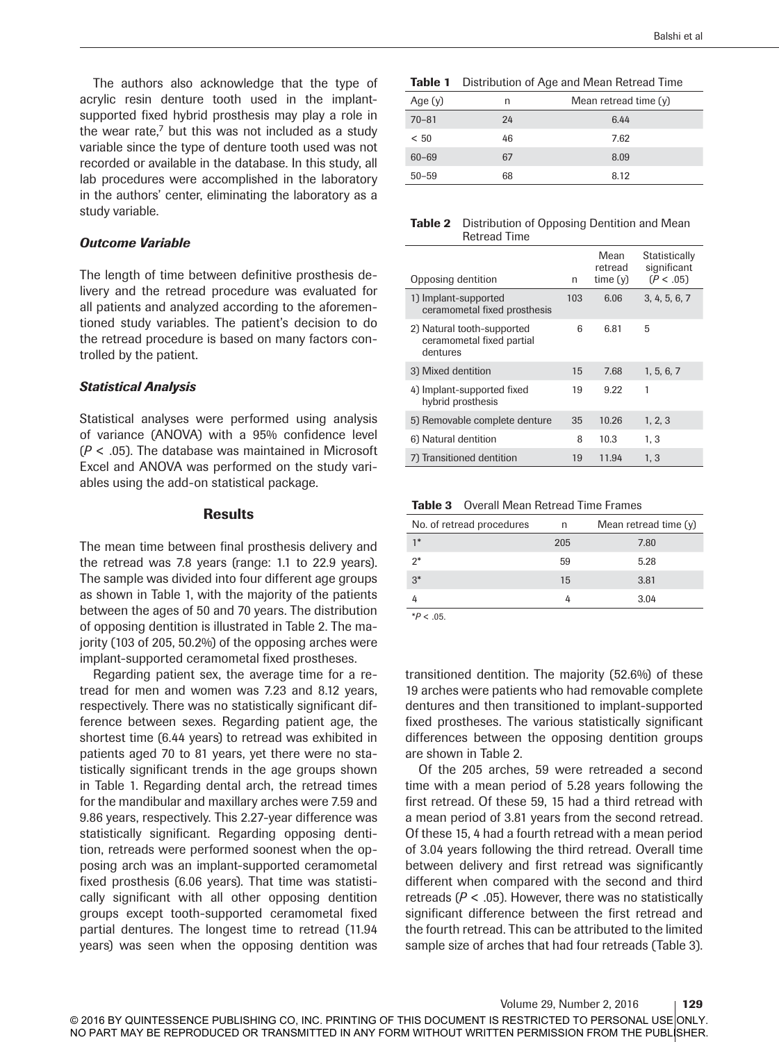The authors also acknowledge that the type of acrylic resin denture tooth used in the implant-supported fixed hybrid prosthesis may play a role in the wear rate,[7] but this was not included as a study variable since the type of denture tooth used was not recorded or available in the database. In this study, all lab procedures were accomplished in the laboratory in the authors' center, eliminating the laboratory as a study variable.

### *Outcome Variable*

The length of time between definitive prosthesis delivery and the retread procedure was evaluated for all patients and analyzed according to the aforementioned study variables. The patient's decision to do the retread procedure is based on many factors controlled by the patient.

### *Statistical Analysis*

Statistical analyses were performed using analysis of variance (ANOVA) with a 95% confidence level ($P < .05$). The database was maintained in Microsoft Excel and ANOVA was performed on the study variables using the add-on statistical package.

## Results

The mean time between final prosthesis delivery and the retread was 7.8 years (range: 1.1 to 22.9 years). The sample was divided into four different age groups as shown in Table 1, with the majority of the patients between the ages of 50 and 70 years. The distribution of opposing dentition is illustrated in Table 2. The majority (103 of 205, 50.2%) of the opposing arches were implant-supported ceramometal fixed prostheses.

Regarding patient sex, the average time for a retread for men and women was 7.23 and 8.12 years, respectively. There was no statistically significant difference between sexes. Regarding patient age, the shortest time (6.44 years) to retread was exhibited in patients aged 70 to 81 years, yet there were no statistically significant trends in the age groups shown in Table 1. Regarding dental arch, the retread times for the mandibular and maxillary arches were 7.59 and 9.86 years, respectively. This 2.27-year difference was statistically significant. Regarding opposing dentition, retreads were performed soonest when the opposing arch was an implant-supported ceramometal fixed prosthesis (6.06 years). That time was statistically significant with all other opposing dentition groups except tooth-supported ceramometal fixed partial dentures. The longest time to retread (11.94 years) was seen when the opposing dentition was transitioned dentition. The majority (52.6%) of these 19 arches were patients who had removable complete dentures and then transitioned to implant-supported fixed prostheses. The various statistically significant differences between the opposing dentition groups are shown in Table 2.

Of the 205 arches, 59 were retreaded a second time with a mean period of 5.28 years following the first retread. Of these 59, 15 had a third retread with a mean period of 3.81 years from the second retread. Of these 15, 4 had a fourth retread with a mean period of 3.04 years following the third retread. Overall time between delivery and first retread was significantly different when compared with the second and third retreads ($P < .05$). However, there was no statistically significant difference between the first retread and the fourth retread. This can be attributed to the limited sample size of arches that had four retreads (Table 3).

**Table 1** Distribution of Age and Mean Retread Time

| Age (y) | n | Mean retread time (y) |
|---|---|---|
| 70–81 | 24 | 6.44 |
| < 50 | 46 | 7.62 |
| 60–69 | 67 | 8.09 |
| 50–59 | 68 | 8.12 |

**Table 2** Distribution of Opposing Dentition and Mean Retread Time

| Opposing dentition | n | Mean retread time (y) | Statistically significant ($P < .05$) |
|---|---|---|---|
| 1) Implant-supported ceramometal fixed prosthesis | 103 | 6.06 | 3, 4, 5, 6, 7 |
| 2) Natural tooth-supported ceramometal fixed partial dentures | 6 | 6.81 | 5 |
| 3) Mixed dentition | 15 | 7.68 | 1, 5, 6, 7 |
| 4) Implant-supported fixed hybrid prosthesis | 19 | 9.22 | 1 |
| 5) Removable complete denture | 35 | 10.26 | 1, 2, 3 |
| 6) Natural dentition | 8 | 10.3 | 1, 3 |
| 7) Transitioned dentition | 19 | 11.94 | 1, 3 |

**Table 3** Overall Mean Retread Time Frames

| No. of retread procedures | n | Mean retread time (y) |
|---|---|---|
| 1* | 205 | 7.80 |
| 2* | 59 | 5.28 |
| 3* | 15 | 3.81 |
| 4 | 4 | 3.04 |

*$P < .05$.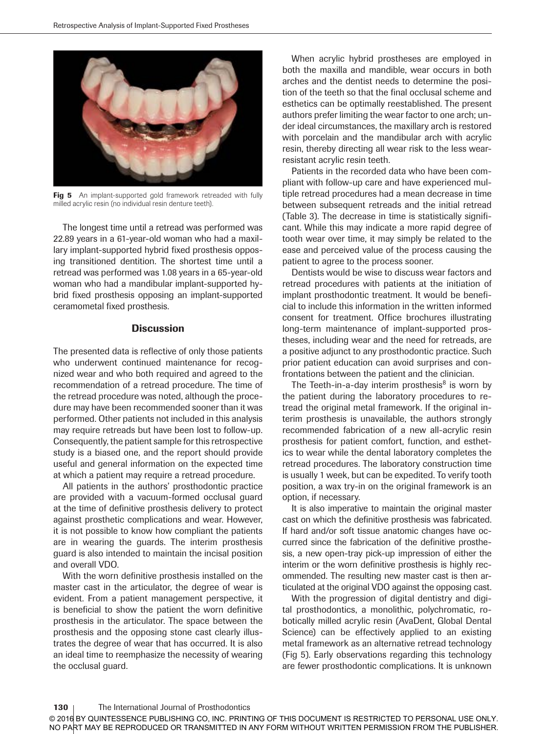Fig 5 An implant-supported gold framework retreaded with fully milled acrylic resin (no individual resin denture teeth).

The longest time until a retread was performed was 22.89 years in a 61-year-old woman who had a maxillary implant-supported hybrid fixed prosthesis opposing transitioned dentition. The shortest time until a retread was performed was 1.08 years in a 65-year-old woman who had a mandibular implant-supported hybrid fixed prosthesis opposing an implant-supported ceramometal fixed prosthesis.

## Discussion

The presented data is reflective of only those patients who underwent continued maintenance for recognized wear and who both required and agreed to the recommendation of a retread procedure. The time of the retread procedure was noted, although the procedure may have been recommended sooner than it was performed. Other patients not included in this analysis may require retreads but have been lost to follow-up. Consequently, the patient sample for this retrospective study is a biased one, and the report should provide useful and general information on the expected time at which a patient may require a retread procedure.

All patients in the authors' prosthodontic practice are provided with a vacuum-formed occlusal guard at the time of definitive prosthesis delivery to protect against prosthetic complications and wear. However, it is not possible to know how compliant the patients are in wearing the guards. The interim prosthesis guard is also intended to maintain the incisal position and overall VDO.

With the worn definitive prosthesis installed on the master cast in the articulator, the degree of wear is evident. From a patient management perspective, it is beneficial to show the patient the worn definitive prosthesis in the articulator. The space between the prosthesis and the opposing stone cast clearly illustrates the degree of wear that has occurred. It is also an ideal time to reemphasize the necessity of wearing the occlusal guard.

When acrylic hybrid prostheses are employed in both the maxilla and mandible, wear occurs in both arches and the dentist needs to determine the position of the teeth so that the final occlusal scheme and esthetics can be optimally reestablished. The present authors prefer limiting the wear factor to one arch; under ideal circumstances, the maxillary arch is restored with porcelain and the mandibular arch with acrylic resin, thereby directing all wear risk to the less wear-resistant acrylic resin teeth.

Patients in the recorded data who have been compliant with follow-up care and have experienced multiple retread procedures had a mean decrease in time between subsequent retreads and the initial retread (Table 3). The decrease in time is statistically significant. While this may indicate a more rapid degree of tooth wear over time, it may simply be related to the ease and perceived value of the process causing the patient to agree to the process sooner.

Dentists would be wise to discuss wear factors and retread procedures with patients at the initiation of implant prosthodontic treatment. It would be beneficial to include this information in the written informed consent for treatment. Office brochures illustrating long-term maintenance of implant-supported prostheses, including wear and the need for retreads, are a positive adjunct to any prosthodontic practice. Such prior patient education can avoid surprises and confrontations between the patient and the clinician.

The Teeth-in-a-day interim prosthesis[8] is worn by the patient during the laboratory procedures to retread the original metal framework. If the original interim prosthesis is unavailable, the authors strongly recommended fabrication of a new all-acrylic resin prosthesis for patient comfort, function, and esthetics to wear while the dental laboratory completes the retread procedures. The laboratory construction time is usually 1 week, but can be expedited. To verify tooth position, a wax try-in on the original framework is an option, if necessary.

It is also imperative to maintain the original master cast on which the definitive prosthesis was fabricated. If hard and/or soft tissue anatomic changes have occurred since the fabrication of the definitive prosthesis, a new open-tray pick-up impression of either the interim or the worn definitive prosthesis is highly recommended. The resulting new master cast is then articulated at the original VDO against the opposing cast.

With the progression of digital dentistry and digital prosthodontics, a monolithic, polychromatic, robotically milled acrylic resin (AvaDent, Global Dental Science) can be effectively applied to an existing metal framework as an alternative retread technology (Fig 5). Early observations regarding this technology are fewer prosthodontic complications. It is unknown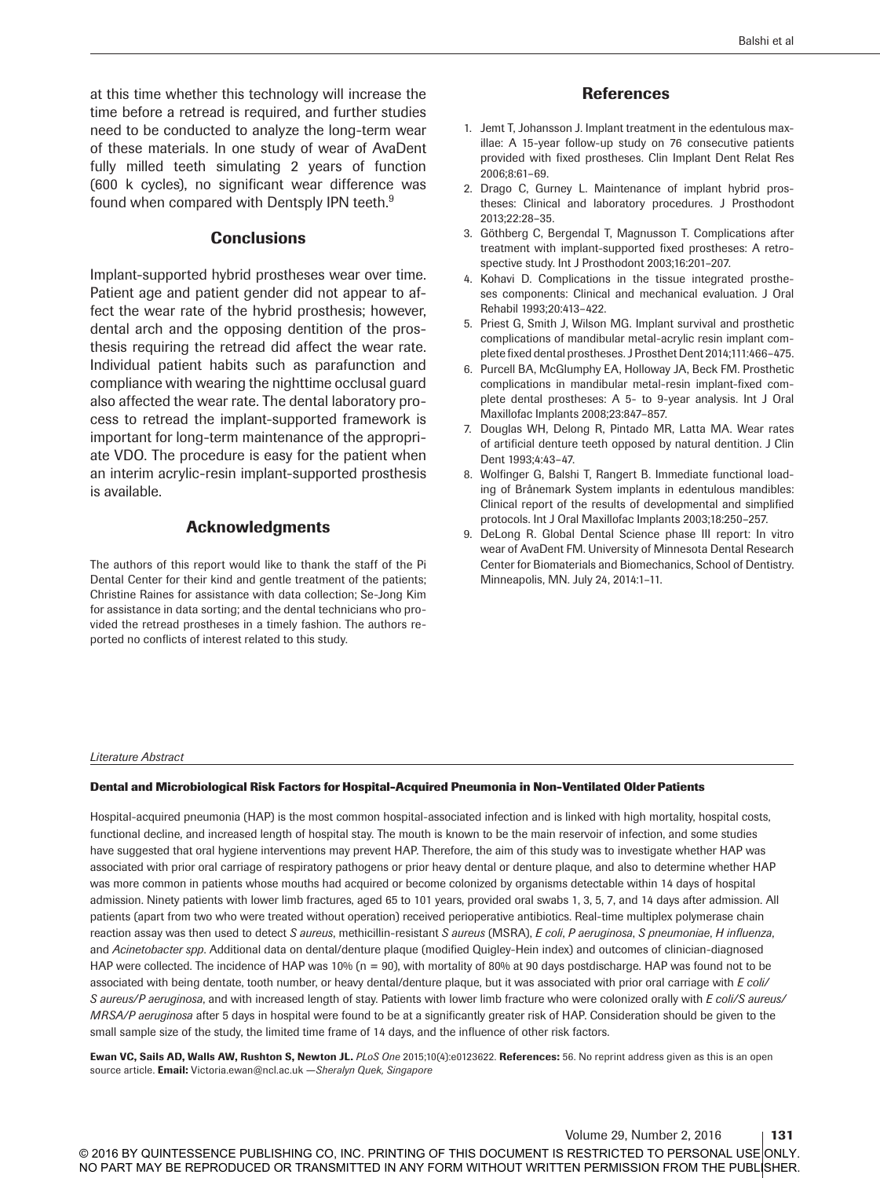at this time whether this technology will increase the time before a retread is required, and further studies need to be conducted to analyze the long-term wear of these materials. In one study of wear of AvaDent fully milled teeth simulating 2 years of function (600 k cycles), no significant wear difference was found when compared with Dentsply IPN teeth.[9]

## Conclusions

Implant-supported hybrid prostheses wear over time. Patient age and patient gender did not appear to affect the wear rate of the hybrid prosthesis; however, dental arch and the opposing dentition of the prosthesis requiring the retread did affect the wear rate. Individual patient habits such as parafunction and compliance with wearing the nighttime occlusal guard also affected the wear rate. The dental laboratory process to retread the implant-supported framework is important for long-term maintenance of the appropriate VDO. The procedure is easy for the patient when an interim acrylic-resin implant-supported prosthesis is available.

## Acknowledgments

The authors of this report would like to thank the staff of the Pi Dental Center for their kind and gentle treatment of the patients; Christine Raines for assistance with data collection; Se-Jong Kim for assistance in data sorting; and the dental technicians who provided the retread prostheses in a timely fashion. The authors reported no conflicts of interest related to this study.

## References

1. Jemt T, Johansson J. Implant treatment in the edentulous maxillae: A 15-year follow-up study on 76 consecutive patients provided with fixed prostheses. Clin Implant Dent Relat Res 2006;8:61–69.
2. Drago C, Gurney L. Maintenance of implant hybrid prostheses: Clinical and laboratory procedures. J Prosthodont 2013;22:28–35.
3. Göthberg C, Bergendal T, Magnusson T. Complications after treatment with implant-supported fixed prostheses: A retrospective study. Int J Prosthodont 2003;16:201–207.
4. Kohavi D. Complications in the tissue integrated prostheses components: Clinical and mechanical evaluation. J Oral Rehabil 1993;20:413–422.
5. Priest G, Smith J, Wilson MG. Implant survival and prosthetic complications of mandibular metal-acrylic resin implant complete fixed dental prostheses. J Prosthet Dent 2014;111:466–475.
6. Purcell BA, McGlumphy EA, Holloway JA, Beck FM. Prosthetic complications in mandibular metal-resin implant-fixed complete dental prostheses: A 5- to 9-year analysis. Int J Oral Maxillofac Implants 2008;23:847–857.
7. Douglas WH, Delong R, Pintado MR, Latta MA. Wear rates of artificial denture teeth opposed by natural dentition. J Clin Dent 1993;4:43–47.
8. Wolfinger G, Balshi T, Rangert B. Immediate functional loading of Brånemark System implants in edentulous mandibles: Clinical report of the results of developmental and simplified protocols. Int J Oral Maxillofac Implants 2003;18:250–257.
9. DeLong R. Global Dental Science phase III report: In vitro wear of AvaDent FM. University of Minnesota Dental Research Center for Biomaterials and Biomechanics, School of Dentistry. Minneapolis, MN. July 24, 2014:1–11.

*Literature Abstract*

### Dental and Microbiological Risk Factors for Hospital-Acquired Pneumonia in Non-Ventilated Older Patients

Hospital-acquired pneumonia (HAP) is the most common hospital-associated infection and is linked with high mortality, hospital costs, functional decline, and increased length of hospital stay. The mouth is known to be the main reservoir of infection, and some studies have suggested that oral hygiene interventions may prevent HAP. Therefore, the aim of this study was to investigate whether HAP was associated with prior oral carriage of respiratory pathogens or prior heavy dental or denture plaque, and also to determine whether HAP was more common in patients whose mouths had acquired or become colonized by organisms detectable within 14 days of hospital admission. Ninety patients with lower limb fractures, aged 65 to 101 years, provided oral swabs 1, 3, 5, 7, and 14 days after admission. All patients (apart from two who were treated without operation) received perioperative antibiotics. Real-time multiplex polymerase chain reaction assay was then used to detect *S aureus*, methicillin-resistant *S aureus* (MSRA), *E coli*, *P aeruginosa*, *S pneumoniae*, *H influenza*, and *Acinetobacter spp*. Additional data on dental/denture plaque (modified Quigley-Hein index) and outcomes of clinician-diagnosed HAP were collected. The incidence of HAP was 10% (n = 90), with mortality of 80% at 90 days postdischarge. HAP was found not to be associated with being dentate, tooth number, or heavy dental/denture plaque, but it was associated with prior oral carriage with *E coli/S aureus/P aeruginosa*, and with increased length of stay. Patients with lower limb fracture who were colonized orally with *E coli/S aureus/MRSA/P aeruginosa* after 5 days in hospital were found to be at a significantly greater risk of HAP. Consideration should be given to the small sample size of the study, the limited time frame of 14 days, and the influence of other risk factors.

**Ewan VC, Sails AD, Walls AW, Rushton S, Newton JL.** *PLoS One* 2015;10(4):e0123622. **References:** 56. No reprint address given as this is an open source article. **Email:** Victoria.ewan@ncl.ac.uk —*Sheralyn Quek, Singapore*